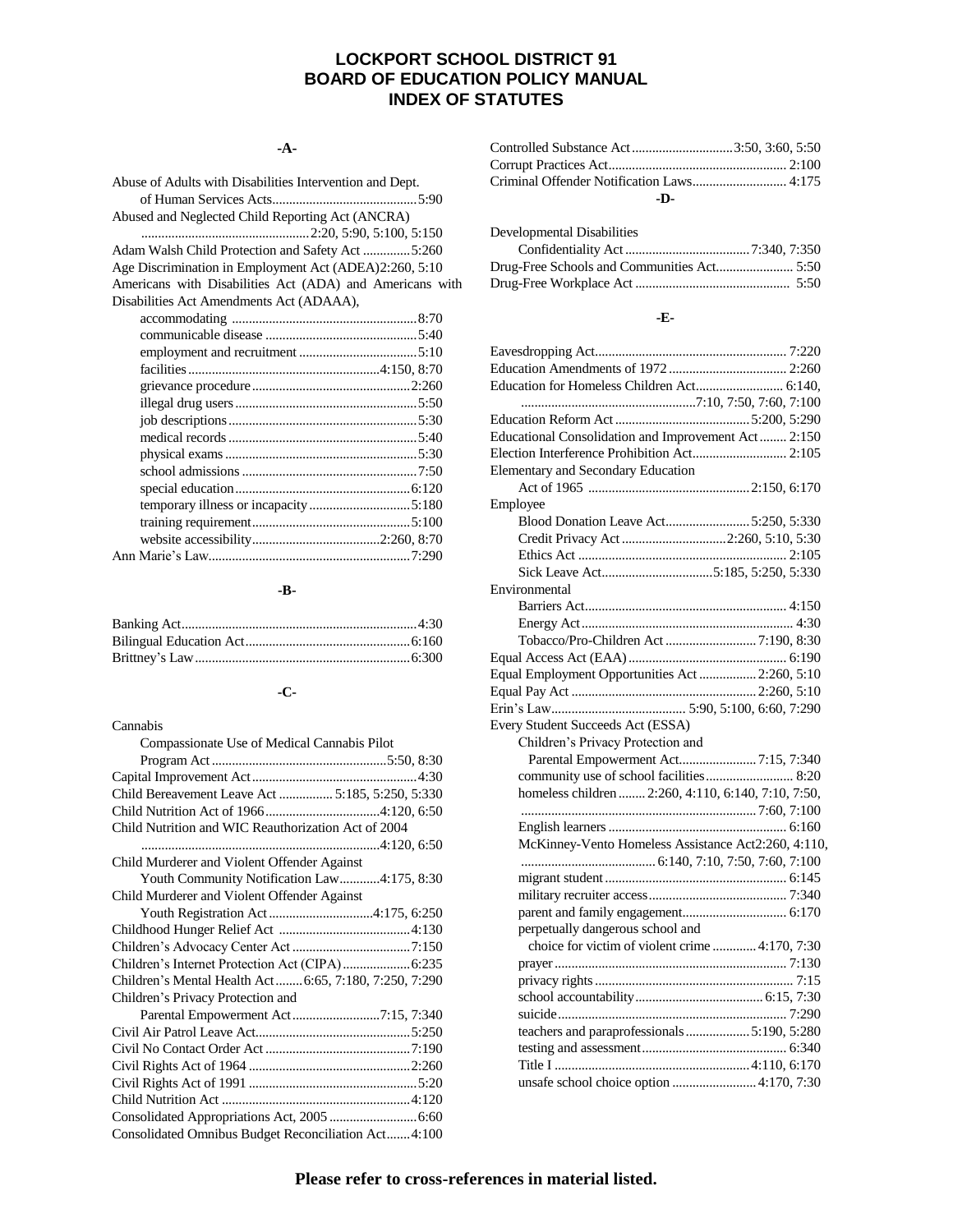# LOCKPORT SCHOOL DISTRICT 91
# BOARD OF EDUCATION POLICY MANUAL
# INDEX OF STATUTES

## -A-

Abuse of Adults with Disabilities Intervention and Dept. of Human Services Acts .......... 5:90
Abused and Neglected Child Reporting Act (ANCRA) .......... 2:20, 5:90, 5:100, 5:150
Adam Walsh Child Protection and Safety Act .......... 5:260
Age Discrimination in Employment Act (ADEA) 2:260, 5:10
Americans with Disabilities Act (ADA) and Americans with Disabilities Act Amendments Act (ADAAA),
- accommodating .......... 8:70
- communicable disease .......... 5:40
- employment and recruitment .......... 5:10
- facilities .......... 4:150, 8:70
- grievance procedure .......... 2:260
- illegal drug users .......... 5:50
- job descriptions .......... 5:30
- medical records .......... 5:40
- physical exams .......... 5:30
- school admissions .......... 7:50
- special education .......... 6:120
- temporary illness or incapacity .......... 5:180
- training requirement .......... 5:100
- website accessibility .......... 2:260, 8:70

Ann Marie's Law .......... 7:290

## -B-

Banking Act .......... 4:30
Bilingual Education Act .......... 6:160
Brittney's Law .......... 6:300

## -C-

Cannabis
- Compassionate Use of Medical Cannabis Pilot Program Act .......... 5:50, 8:30

Capital Improvement Act .......... 4:30
Child Bereavement Leave Act .......... 5:185, 5:250, 5:330
Child Nutrition Act of 1966 .......... 4:120, 6:50
Child Nutrition and WIC Reauthorization Act of 2004 .......... 4:120, 6:50
Child Murderer and Violent Offender Against Youth Community Notification Law .......... 4:175, 8:30
Child Murderer and Violent Offender Against Youth Registration Act .......... 4:175, 6:250
Childhood Hunger Relief Act .......... 4:130
Children's Advocacy Center Act .......... 7:150
Children's Internet Protection Act (CIPA) .......... 6:235
Children's Mental Health Act .......... 6:65, 7:180, 7:250, 7:290
Children's Privacy Protection and Parental Empowerment Act .......... 7:15, 7:340
Civil Air Patrol Leave Act .......... 5:250
Civil No Contact Order Act .......... 7:190
Civil Rights Act of 1964 .......... 2:260
Civil Rights Act of 1991 .......... 5:20
Child Nutrition Act .......... 4:120
Consolidated Appropriations Act, 2005 .......... 6:60
Consolidated Omnibus Budget Reconciliation Act .......... 4:100
Controlled Substance Act .......... 3:50, 3:60, 5:50
Corrupt Practices Act .......... 2:100
Criminal Offender Notification Laws .......... 4:175

## -D-

Developmental Disabilities Confidentiality Act .......... 7:340, 7:350
Drug-Free Schools and Communities Act .......... 5:50
Drug-Free Workplace Act .......... 5:50

## -E-

Eavesdropping Act .......... 7:220
Education Amendments of 1972 .......... 2:260
Education for Homeless Children Act .......... 6:140, 7:10, 7:50, 7:60, 7:100
Education Reform Act .......... 5:200, 5:290
Educational Consolidation and Improvement Act .......... 2:150
Election Interference Prohibition Act .......... 2:105
Elementary and Secondary Education Act of 1965 .......... 2:150, 6:170
Employee
- Blood Donation Leave Act .......... 5:250, 5:330
- Credit Privacy Act .......... 2:260, 5:10, 5:30
- Ethics Act .......... 2:105
- Sick Leave Act .......... 5:185, 5:250, 5:330

Environmental
- Barriers Act .......... 4:150
- Energy Act .......... 4:30
- Tobacco/Pro-Children Act .......... 7:190, 8:30

Equal Access Act (EAA) .......... 6:190
Equal Employment Opportunities Act .......... 2:260, 5:10
Equal Pay Act .......... 2:260, 5:10
Erin's Law .......... 5:90, 5:100, 6:60, 7:290
Every Student Succeeds Act (ESSA)
- Children's Privacy Protection and Parental Empowerment Act .......... 7:15, 7:340
- community use of school facilities .......... 8:20
- homeless children .......... 2:260, 4:110, 6:140, 7:10, 7:50, 7:60, 7:100
- English learners .......... 6:160
- McKinney-Vento Homeless Assistance Act 2:260, 4:110, 6:140, 7:10, 7:50, 7:60, 7:100
- migrant student .......... 6:145
- military recruiter access .......... 7:340
- parent and family engagement .......... 6:170
- perpetually dangerous school and choice for victim of violent crime .......... 4:170, 7:30
- prayer .......... 7:130
- privacy rights .......... 7:15
- school accountability .......... 6:15, 7:30
- suicide .......... 7:290
- teachers and paraprofessionals .......... 5:190, 5:280
- testing and assessment .......... 6:340
- Title I .......... 4:110, 6:170
- unsafe school choice option .......... 4:170, 7:30

**Please refer to cross-references in material listed.**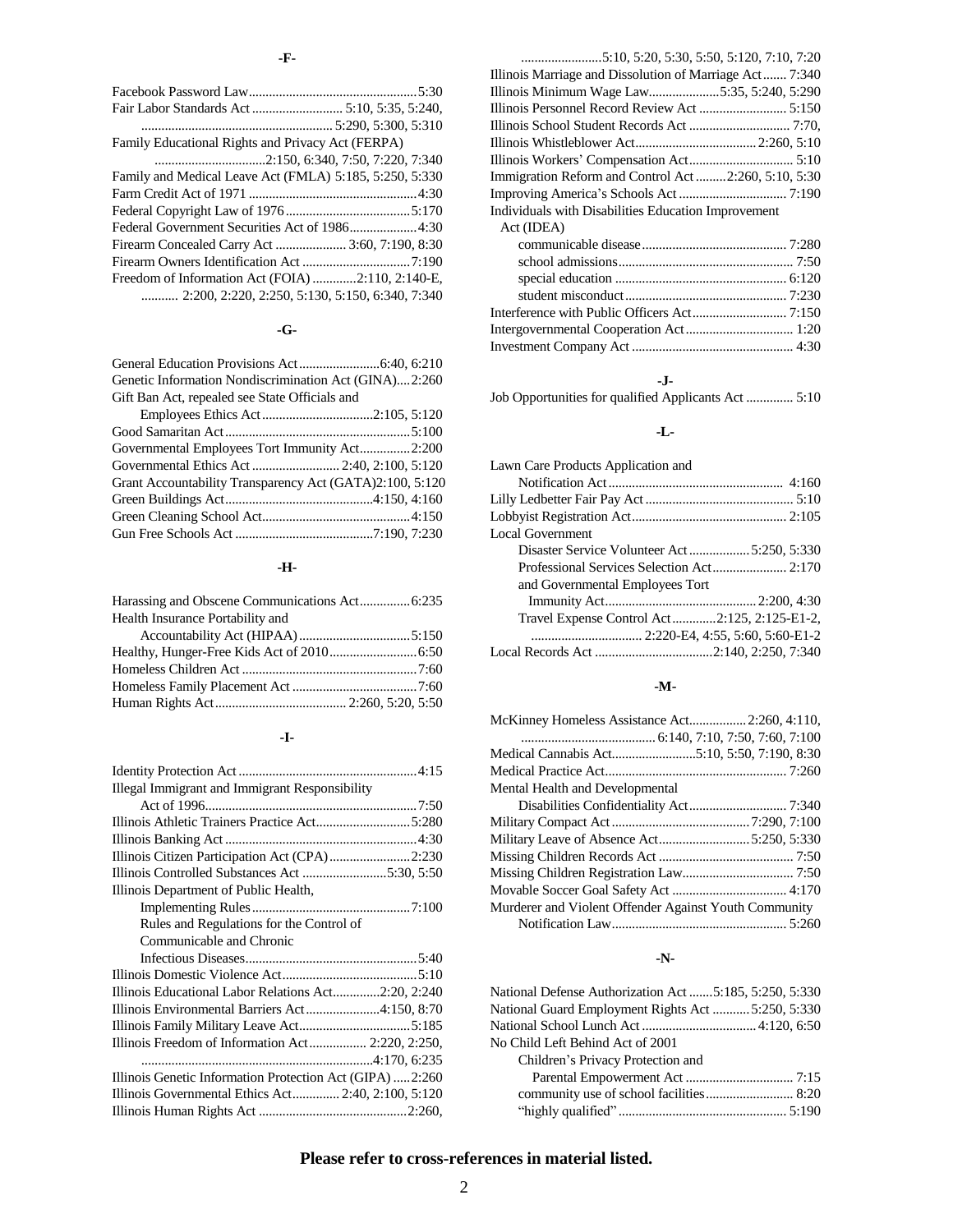**-F-**

Facebook Password Law .......... 5:30
Fair Labor Standards Act .......... 5:10, 5:35, 5:240, 5:290, 5:300, 5:310
Family Educational Rights and Privacy Act (FERPA) .......... 2:150, 6:340, 7:50, 7:220, 7:340
Family and Medical Leave Act (FMLA) 5:185, 5:250, 5:330
Farm Credit Act of 1971 .......... 4:30
Federal Copyright Law of 1976 .......... 5:170
Federal Government Securities Act of 1986 .......... 4:30
Firearm Concealed Carry Act .......... 3:60, 7:190, 8:30
Firearm Owners Identification Act .......... 7:190
Freedom of Information Act (FOIA) .......... 2:110, 2:140-E, 2:200, 2:220, 2:250, 5:130, 5:150, 6:340, 7:340

**-G-**

General Education Provisions Act .......... 6:40, 6:210
Genetic Information Nondiscrimination Act (GINA) .... 2:260
Gift Ban Act, repealed see State Officials and
  Employees Ethics Act .......... 2:105, 5:120
Good Samaritan Act .......... 5:100
Governmental Employees Tort Immunity Act .......... 2:200
Governmental Ethics Act .......... 2:40, 2:100, 5:120
Grant Accountability Transparency Act (GATA) 2:100, 5:120
Green Buildings Act .......... 4:150, 4:160
Green Cleaning School Act .......... 4:150
Gun Free Schools Act .......... 7:190, 7:230

**-H-**

Harassing and Obscene Communications Act .......... 6:235
Health Insurance Portability and
  Accountability Act (HIPAA) .......... 5:150
Healthy, Hunger-Free Kids Act of 2010 .......... 6:50
Homeless Children Act .......... 7:60
Homeless Family Placement Act .......... 7:60
Human Rights Act .......... 2:260, 5:20, 5:50

**-I-**

Identity Protection Act .......... 4:15
Illegal Immigrant and Immigrant Responsibility
  Act of 1996 .......... 7:50
Illinois Athletic Trainers Practice Act .......... 5:280
Illinois Banking Act .......... 4:30
Illinois Citizen Participation Act (CPA) .......... 2:230
Illinois Controlled Substances Act .......... 5:30, 5:50
Illinois Department of Public Health,
  Implementing Rules .......... 7:100
  Rules and Regulations for the Control of
  Communicable and Chronic
  Infectious Diseases .......... 5:40
Illinois Domestic Violence Act .......... 5:10
Illinois Educational Labor Relations Act .......... 2:20, 2:240
Illinois Environmental Barriers Act .......... 4:150, 8:70
Illinois Family Military Leave Act .......... 5:185
Illinois Freedom of Information Act .......... 2:220, 2:250, 4:170, 6:235
Illinois Genetic Information Protection Act (GIPA) ..... 2:260
Illinois Governmental Ethics Act .......... 2:40, 2:100, 5:120
Illinois Human Rights Act .......... 2:260, 5:10, 5:20, 5:30, 5:50, 5:120, 7:10, 7:20
Illinois Marriage and Dissolution of Marriage Act .......... 7:340
Illinois Minimum Wage Law .......... 5:35, 5:240, 5:290
Illinois Personnel Record Review Act .......... 5:150
Illinois School Student Records Act .......... 7:70,
Illinois Whistleblower Act .......... 2:260, 5:10
Illinois Workers' Compensation Act .......... 5:10
Immigration Reform and Control Act .......... 2:260, 5:10, 5:30
Improving America's Schools Act .......... 7:190
Individuals with Disabilities Education Improvement
  Act (IDEA)
  communicable disease .......... 7:280
  school admissions .......... 7:50
  special education .......... 6:120
  student misconduct .......... 7:230
Interference with Public Officers Act .......... 7:150
Intergovernmental Cooperation Act .......... 1:20
Investment Company Act .......... 4:30

**-J-**

Job Opportunities for qualified Applicants Act .......... 5:10

**-L-**

Lawn Care Products Application and
  Notification Act .......... 4:160
Lilly Ledbetter Fair Pay Act .......... 5:10
Lobbyist Registration Act .......... 2:105
Local Government
  Disaster Service Volunteer Act .......... 5:250, 5:330
  Professional Services Selection Act .......... 2:170
  and Governmental Employees Tort
  Immunity Act .......... 2:200, 4:30
  Travel Expense Control Act .......... 2:125, 2:125-E1-2, 2:220-E4, 4:55, 5:60, 5:60-E1-2
Local Records Act .......... 2:140, 2:250, 7:340

**-M-**

McKinney Homeless Assistance Act .......... 2:260, 4:110, 6:140, 7:10, 7:50, 7:60, 7:100
Medical Cannabis Act .......... 5:10, 5:50, 7:190, 8:30
Medical Practice Act .......... 7:260
Mental Health and Developmental
  Disabilities Confidentiality Act .......... 7:340
Military Compact Act .......... 7:290, 7:100
Military Leave of Absence Act .......... 5:250, 5:330
Missing Children Records Act .......... 7:50
Missing Children Registration Law .......... 7:50
Movable Soccer Goal Safety Act .......... 4:170
Murderer and Violent Offender Against Youth Community
  Notification Law .......... 5:260

**-N-**

National Defense Authorization Act .......... 5:185, 5:250, 5:330
National Guard Employment Rights Act .......... 5:250, 5:330
National School Lunch Act .......... 4:120, 6:50
No Child Left Behind Act of 2001
  Children's Privacy Protection and
  Parental Empowerment Act .......... 7:15
  community use of school facilities .......... 8:20
  "highly qualified" .......... 5:190

**Please refer to cross-references in material listed.**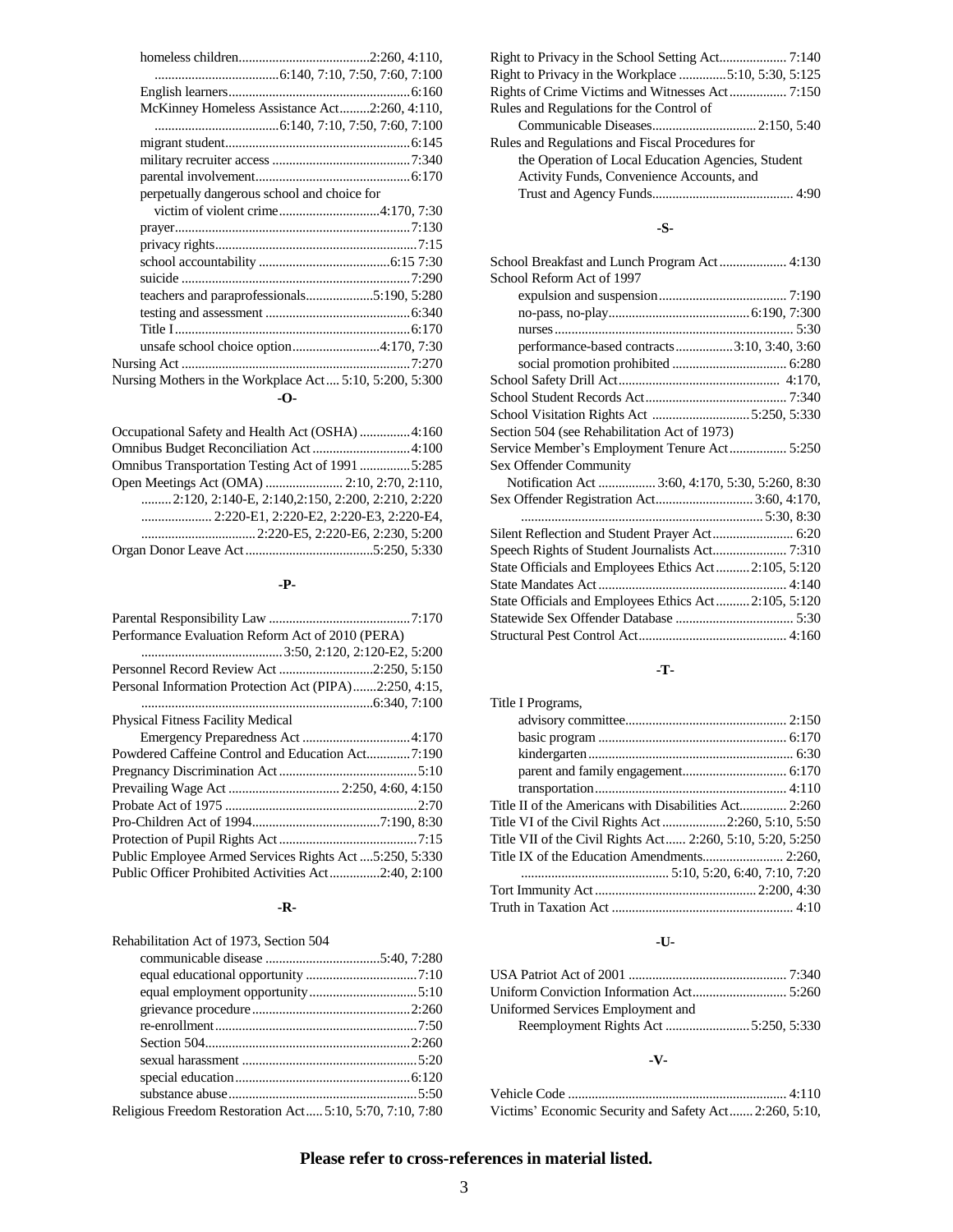homeless children ........ 2:260, 4:110, 6:140, 7:10, 7:50, 7:60, 7:100
English learners ........ 6:160
McKinney Homeless Assistance Act ........ 2:260, 4:110, 6:140, 7:10, 7:50, 7:60, 7:100
migrant student ........ 6:145
military recruiter access ........ 7:340
parental involvement ........ 6:170
perpetually dangerous school and choice for victim of violent crime ........ 4:170, 7:30
prayer ........ 7:130
privacy rights ........ 7:15
school accountability ........ 6:15 7:30
suicide ........ 7:290
teachers and paraprofessionals ........ 5:190, 5:280
testing and assessment ........ 6:340
Title I ........ 6:170
unsafe school choice option ........ 4:170, 7:30

Nursing Act ........ 7:270
Nursing Mothers in the Workplace Act ........ 5:10, 5:200, 5:300

**-O-**

Occupational Safety and Health Act (OSHA) ........ 4:160
Omnibus Budget Reconciliation Act ........ 4:100
Omnibus Transportation Testing Act of 1991 ........ 5:285
Open Meetings Act (OMA) ........ 2:10, 2:70, 2:110, 2:120, 2:140-E, 2:140, 2:150, 2:200, 2:210, 2:220, 2:220-E1, 2:220-E2, 2:220-E3, 2:220-E4, 2:220-E5, 2:220-E6, 2:230, 5:200
Organ Donor Leave Act ........ 5:250, 5:330

**-P-**

Parental Responsibility Law ........ 7:170
Performance Evaluation Reform Act of 2010 (PERA) ........ 3:50, 2:120, 2:120-E2, 5:200
Personnel Record Review Act ........ 2:250, 5:150
Personal Information Protection Act (PIPA) ........ 2:250, 4:15, 6:340, 7:100
Physical Fitness Facility Medical Emergency Preparedness Act ........ 4:170
Powdered Caffeine Control and Education Act ........ 7:190
Pregnancy Discrimination Act ........ 5:10
Prevailing Wage Act ........ 2:250, 4:60, 4:150
Probate Act of 1975 ........ 2:70
Pro-Children Act of 1994 ........ 7:190, 8:30
Protection of Pupil Rights Act ........ 7:15
Public Employee Armed Services Rights Act ........ 5:250, 5:330
Public Officer Prohibited Activities Act ........ 2:40, 2:100

**-R-**

Rehabilitation Act of 1973, Section 504
communicable disease ........ 5:40, 7:280
equal educational opportunity ........ 7:10
equal employment opportunity ........ 5:10
grievance procedure ........ 2:260
re-enrollment ........ 7:50
Section 504 ........ 2:260
sexual harassment ........ 5:20
special education ........ 6:120
substance abuse ........ 5:50

Religious Freedom Restoration Act ........ 5:10, 5:70, 7:10, 7:80
Right to Privacy in the School Setting Act ........ 7:140
Right to Privacy in the Workplace ........ 5:10, 5:30, 5:125
Rights of Crime Victims and Witnesses Act ........ 7:150
Rules and Regulations for the Control of Communicable Diseases ........ 2:150, 5:40
Rules and Regulations and Fiscal Procedures for the Operation of Local Education Agencies, Student Activity Funds, Convenience Accounts, and Trust and Agency Funds ........ 4:90

**-S-**

School Breakfast and Lunch Program Act ........ 4:130
School Reform Act of 1997
expulsion and suspension ........ 7:190
no-pass, no-play ........ 6:190, 7:300
nurses ........ 5:30
performance-based contracts ........ 3:10, 3:40, 3:60
social promotion prohibited ........ 6:280

School Safety Drill Act ........ 4:170,
School Student Records Act ........ 7:340
School Visitation Rights Act ........ 5:250, 5:330
Section 504 (see Rehabilitation Act of 1973)
Service Member's Employment Tenure Act ........ 5:250
Sex Offender Community Notification Act ........ 3:60, 4:170, 5:30, 5:260, 8:30
Sex Offender Registration Act ........ 3:60, 4:170, 5:30, 8:30
Silent Reflection and Student Prayer Act ........ 6:20
Speech Rights of Student Journalists Act ........ 7:310
State Officials and Employees Ethics Act ........ 2:105, 5:120
State Mandates Act ........ 4:140
State Officials and Employees Ethics Act ........ 2:105, 5:120
Statewide Sex Offender Database ........ 5:30
Structural Pest Control Act ........ 4:160

**-T-**

Title I Programs,
advisory committee ........ 2:150
basic program ........ 6:170
kindergarten ........ 6:30
parent and family engagement ........ 6:170
transportation ........ 4:110

Title II of the Americans with Disabilities Act ........ 2:260
Title VI of the Civil Rights Act ........ 2:260, 5:10, 5:50
Title VII of the Civil Rights Act ........ 2:260, 5:10, 5:20, 5:250
Title IX of the Education Amendments ........ 2:260, 5:10, 5:20, 6:40, 7:10, 7:20
Tort Immunity Act ........ 2:200, 4:30
Truth in Taxation Act ........ 4:10

**-U-**

USA Patriot Act of 2001 ........ 7:340
Uniform Conviction Information Act ........ 5:260
Uniformed Services Employment and Reemployment Rights Act ........ 5:250, 5:330

**-V-**

Vehicle Code ........ 4:110
Victims' Economic Security and Safety Act ........ 2:260, 5:10,

**Please refer to cross-references in material listed.**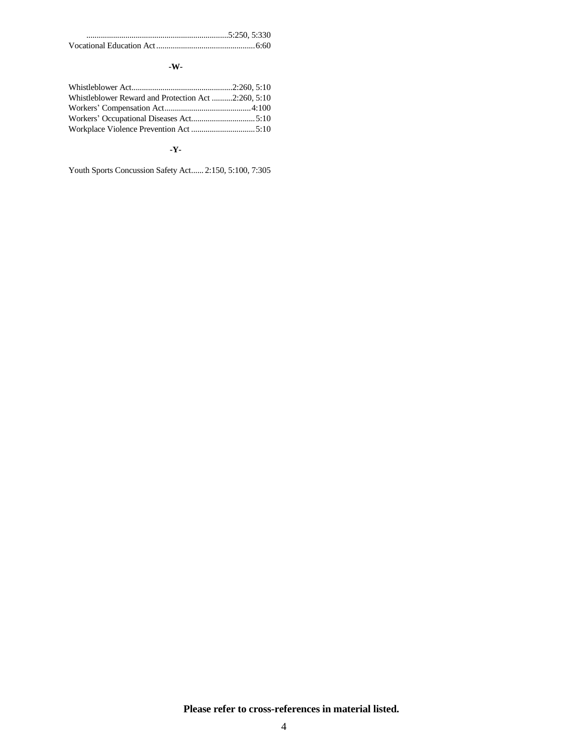....................................................................5:250, 5:330

Vocational Education Act................................................6:60

**-W-**

Whistleblower Act.................................................2:260, 5:10

Whistleblower Reward and Protection Act ..........2:260, 5:10

Workers' Compensation Act..........................................4:100

Workers' Occupational Diseases Act...............................5:10

Workplace Violence Prevention Act ...............................5:10

**-Y-**

Youth Sports Concussion Safety Act...... 2:150, 5:100, 7:305

**Please refer to cross-references in material listed.**